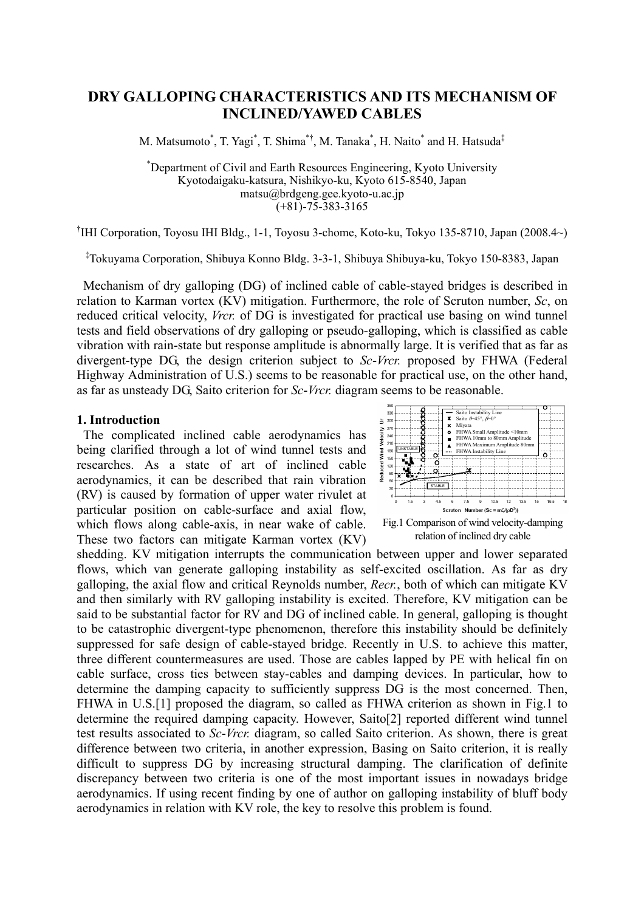# DRY GALLOPING CHARACTERISTICS AND ITS MECHANISM OF INCLINED/YAWED CABLES

M. Matsumoto*, T. Yagi*, T. Shima*†, M. Tanaka*, H. Naito* and H. Hatsuda‡

*Department of Civil and Earth Resources Engineering, Kyoto University
Kyotodaigaku-katsura, Nishikyo-ku, Kyoto 615-8540, Japan
matsu@brdgeng.gee.kyoto-u.ac.jp
(+81)-75-383-3165

†IHI Corporation, Toyosu IHI Bldg., 1-1, Toyosu 3-chome, Koto-ku, Tokyo 135-8710, Japan (2008.4~)

‡Tokuyama Corporation, Shibuya Konno Bldg. 3-3-1, Shibuya Shibuya-ku, Tokyo 150-8383, Japan

Mechanism of dry galloping (DG) of inclined cable of cable-stayed bridges is described in relation to Karman vortex (KV) mitigation. Furthermore, the role of Scruton number, *Sc*, on reduced critical velocity, *Vrcr.* of DG is investigated for practical use basing on wind tunnel tests and field observations of dry galloping or pseudo-galloping, which is classified as cable vibration with rain-state but response amplitude is abnormally large. It is verified that as far as divergent-type DG, the design criterion subject to *Sc*-*Vrcr.* proposed by FHWA (Federal Highway Administration of U.S.) seems to be reasonable for practical use, on the other hand, as far as unsteady DG, Saito criterion for *Sc*-*Vrcr.* diagram seems to be reasonable.

## 1. Introduction

The complicated inclined cable aerodynamics has being clarified through a lot of wind tunnel tests and researches. As a state of art of inclined cable aerodynamics, it can be described that rain vibration (RV) is caused by formation of upper water rivulet at particular position on cable-surface and axial flow, which flows along cable-axis, in near wake of cable. These two factors can mitigate Karman vortex (KV) shedding. KV mitigation interrupts the communication between upper and lower separated flows, which van generate galloping instability as self-excited oscillation. As far as dry galloping, the axial flow and critical Reynolds number, *Recr.*, both of which can mitigate KV and then similarly with RV galloping instability is excited. Therefore, KV mitigation can be said to be substantial factor for RV and DG of inclined cable. In general, galloping is thought to be catastrophic divergent-type phenomenon, therefore this instability should be definitely suppressed for safe design of cable-stayed bridge. Recently in U.S. to achieve this matter, three different countermeasures are used. Those are cables lapped by PE with helical fin on cable surface, cross ties between stay-cables and damping devices. In particular, how to determine the damping capacity to sufficiently suppress DG is the most concerned. Then, FHWA in U.S.[1] proposed the diagram, so called as FHWA criterion as shown in Fig.1 to determine the required damping capacity. However, Saito[2] reported different wind tunnel test results associated to *Sc*-*Vrcr.* diagram, so called Saito criterion. As shown, there is great difference between two criteria, in another expression, Basing on Saito criterion, it is really difficult to suppress DG by increasing structural damping. The clarification of definite discrepancy between two criteria is one of the most important issues in nowadays bridge aerodynamics. If using recent finding by one of author on galloping instability of bluff body aerodynamics in relation with KV role, the key to resolve this problem is found.

Fig.1 Comparison of wind velocity-damping relation of inclined dry cable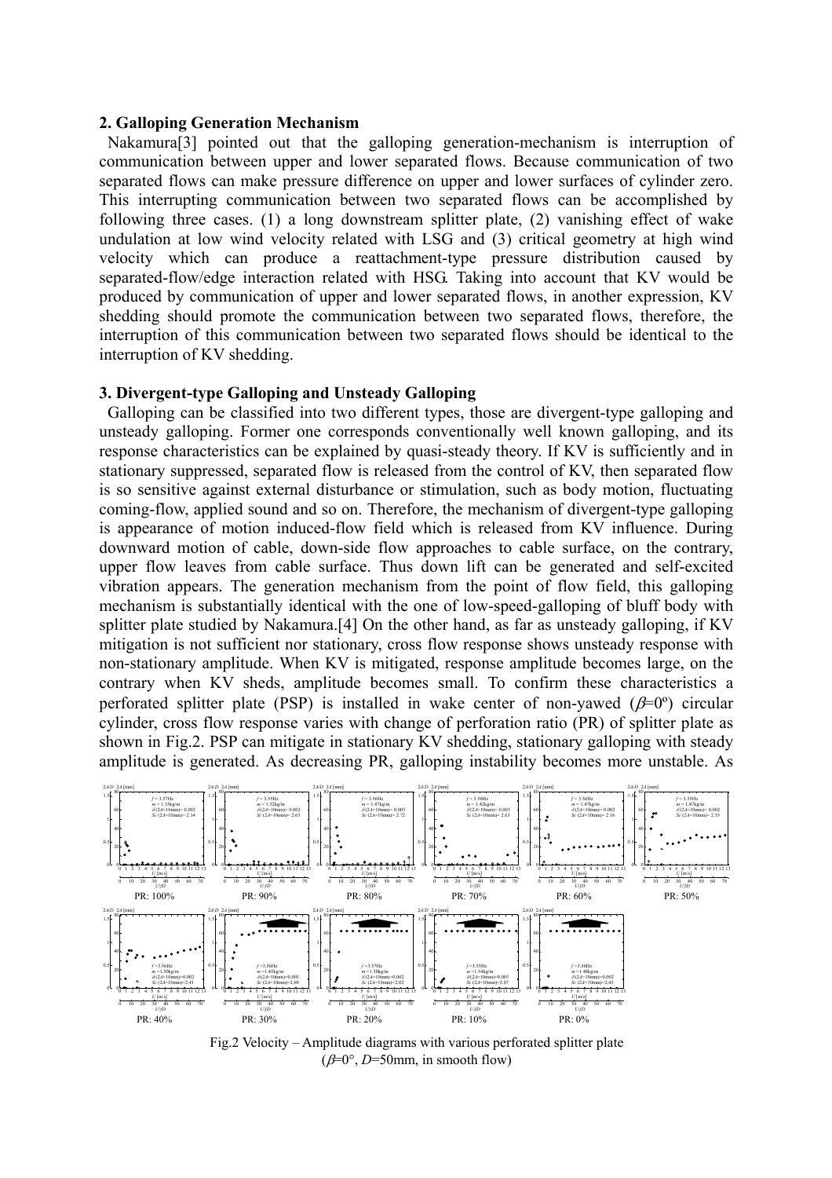## 2. Galloping Generation Mechanism

Nakamura[3] pointed out that the galloping generation-mechanism is interruption of communication between upper and lower separated flows. Because communication of two separated flows can make pressure difference on upper and lower surfaces of cylinder zero. This interrupting communication between two separated flows can be accomplished by following three cases. (1) a long downstream splitter plate, (2) vanishing effect of wake undulation at low wind velocity related with LSG and (3) critical geometry at high wind velocity which can produce a reattachment-type pressure distribution caused by separated-flow/edge interaction related with HSG. Taking into account that KV would be produced by communication of upper and lower separated flows, in another expression, KV shedding should promote the communication between two separated flows, therefore, the interruption of this communication between two separated flows should be identical to the interruption of KV shedding.

## 3. Divergent-type Galloping and Unsteady Galloping

Galloping can be classified into two different types, those are divergent-type galloping and unsteady galloping. Former one corresponds conventionally well known galloping, and its response characteristics can be explained by quasi-steady theory. If KV is sufficiently and in stationary suppressed, separated flow is released from the control of KV, then separated flow is so sensitive against external disturbance or stimulation, such as body motion, fluctuating coming-flow, applied sound and so on. Therefore, the mechanism of divergent-type galloping is appearance of motion induced-flow field which is released from KV influence. During downward motion of cable, down-side flow approaches to cable surface, on the contrary, upper flow leaves from cable surface. Thus down lift can be generated and self-excited vibration appears. The generation mechanism from the point of flow field, this galloping mechanism is substantially identical with the one of low-speed-galloping of bluff body with splitter plate studied by Nakamura.[4] On the other hand, as far as unsteady galloping, if KV mitigation is not sufficient nor stationary, cross flow response shows unsteady response with non-stationary amplitude. When KV is mitigated, response amplitude becomes large, on the contrary when KV sheds, amplitude becomes small. To confirm these characteristics a perforated splitter plate (PSP) is installed in wake center of non-yawed ($\beta$=0º) circular cylinder, cross flow response varies with change of perforation ratio (PR) of splitter plate as shown in Fig.2. PSP can mitigate in stationary KV shedding, stationary galloping with steady amplitude is generated. As decreasing PR, galloping instability becomes more unstable. As

Fig.2 Velocity – Amplitude diagrams with various perforated splitter plate ($\beta$=0°, $D$=50mm, in smooth flow)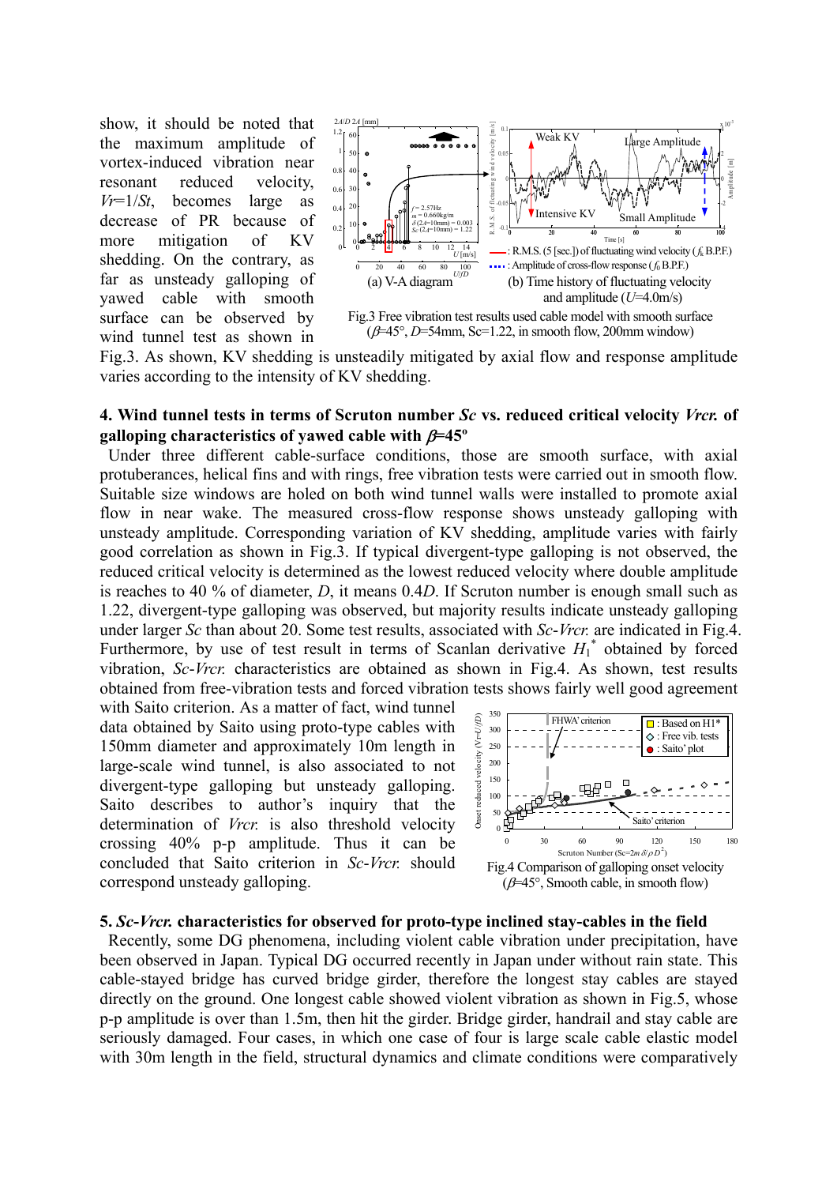show, it should be noted that the maximum amplitude of vortex-induced vibration near resonant reduced velocity, $Vr$=1/$St$, becomes large as decrease of PR because of more mitigation of KV shedding. On the contrary, as far as unsteady galloping of yawed cable with smooth surface can be observed by wind tunnel test as shown in Fig.3. As shown, KV shedding is unsteadily mitigated by axial flow and response amplitude varies according to the intensity of KV shedding.

(a) V-A diagram

(b) Time history of fluctuating velocity and amplitude ($U$=4.0m/s)

Fig.3 Free vibration test results used cable model with smooth surface ($\beta$=45°, $D$=54mm, Sc=1.22, in smooth flow, 200mm window)

## 4. Wind tunnel tests in terms of Scruton number *Sc* vs. reduced critical velocity *Vrcr.* of galloping characteristics of yawed cable with $\beta$=45°

Under three different cable-surface conditions, those are smooth surface, with axial protuberances, helical fins and with rings, free vibration tests were carried out in smooth flow. Suitable size windows are holed on both wind tunnel walls were installed to promote axial flow in near wake. The measured cross-flow response shows unsteady galloping with unsteady amplitude. Corresponding variation of KV shedding, amplitude varies with fairly good correlation as shown in Fig.3. If typical divergent-type galloping is not observed, the reduced critical velocity is determined as the lowest reduced velocity where double amplitude is reaches to 40 % of diameter, $D$, it means 0.4$D$. If Scruton number is enough small such as 1.22, divergent-type galloping was observed, but majority results indicate unsteady galloping under larger $Sc$ than about 20. Some test results, associated with $Sc$-$Vrcr.$ are indicated in Fig.4. Furthermore, by use of test result in terms of Scanlan derivative $H_1^*$ obtained by forced vibration, $Sc$-$Vrcr.$ characteristics are obtained as shown in Fig.4. As shown, test results obtained from free-vibration tests and forced vibration tests shows fairly well good agreement with Saito criterion. As a matter of fact, wind tunnel data obtained by Saito using proto-type cables with 150mm diameter and approximately 10m length in large-scale wind tunnel, is also associated to not divergent-type galloping but unsteady galloping. Saito describes to author's inquiry that the determination of $Vrcr.$ is also threshold velocity crossing 40% p-p amplitude. Thus it can be concluded that Saito criterion in $Sc$-$Vrcr.$ should correspond unsteady galloping.

Fig.4 Comparison of galloping onset velocity ($\beta$=45°, Smooth cable, in smooth flow)

## 5. *Sc*-*Vrcr.* characteristics for observed for proto-type inclined stay-cables in the field

Recently, some DG phenomena, including violent cable vibration under precipitation, have been observed in Japan. Typical DG occurred recently in Japan under without rain state. This cable-stayed bridge has curved bridge girder, therefore the longest stay cables are stayed directly on the ground. One longest cable showed violent vibration as shown in Fig.5, whose p-p amplitude is over than 1.5m, then hit the girder. Bridge girder, handrail and stay cable are seriously damaged. Four cases, in which one case of four is large scale cable elastic model with 30m length in the field, structural dynamics and climate conditions were comparatively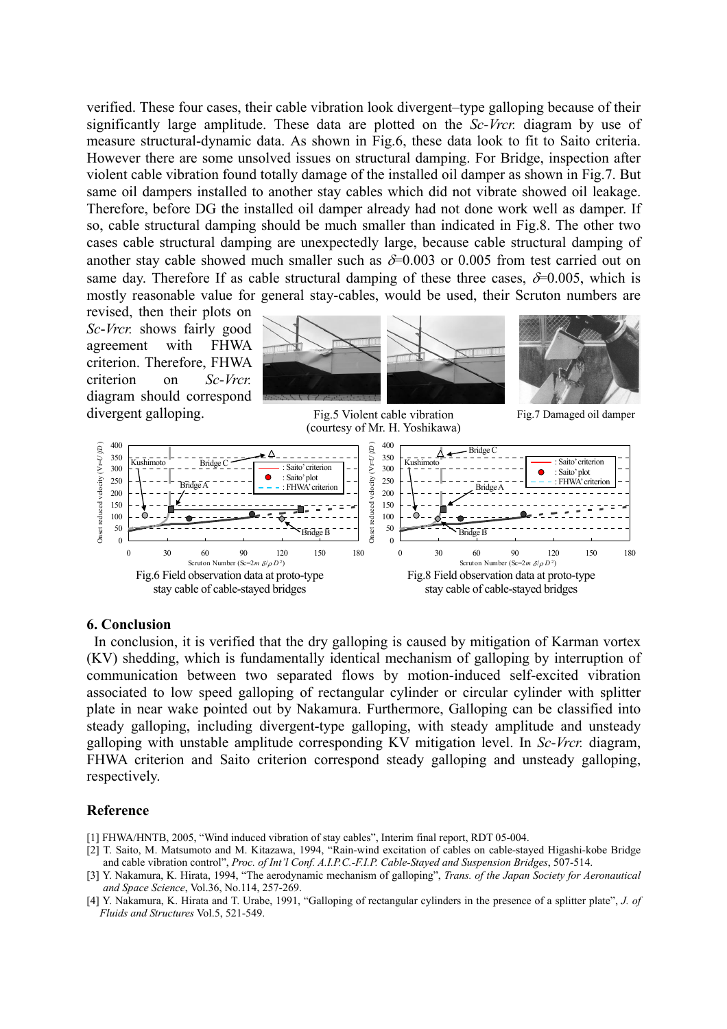verified. These four cases, their cable vibration look divergent–type galloping because of their significantly large amplitude. These data are plotted on the *Sc-Vrcr.* diagram by use of measure structural-dynamic data. As shown in Fig.6, these data look to fit to Saito criteria. However there are some unsolved issues on structural damping. For Bridge, inspection after violent cable vibration found totally damage of the installed oil damper as shown in Fig.7. But same oil dampers installed to another stay cables which did not vibrate showed oil leakage. Therefore, before DG the installed oil damper already had not done work well as damper. If so, cable structural damping should be much smaller than indicated in Fig.8. The other two cases cable structural damping are unexpectedly large, because cable structural damping of another stay cable showed much smaller such as $\delta$=0.003 or 0.005 from test carried out on same day. Therefore If as cable structural damping of these three cases, $\delta$=0.005, which is mostly reasonable value for general stay-cables, would be used, their Scruton numbers are revised, then their plots on *Sc-Vrcr.* shows fairly good agreement with FHWA criterion. Therefore, FHWA criterion on *Sc-Vrcr.* diagram should correspond divergent galloping.

Fig.5 Violent cable vibration (courtesy of Mr. H. Yoshikawa)

Fig.7 Damaged oil damper

Onset reduced velocity ($Vr$=$U/fD$)
400
350
300
250
200
150
100
50
0
0 30 60 90 120 150 180
Scruton Number ($Sc$=$2m\ \delta/\rho D^2$)
Kushimoto
Bridge C
Bridge A
Bridge B
: Saito' criterion
: Saito' plot
: FHWA' criterion

Fig.6 Field observation data at proto-type stay cable of cable-stayed bridges

Onset reduced velocity ($Vr$=$U/fD$)
400
350
300
250
200
150
100
50
0
0 30 60 90 120 150 180
Scruton Number ($Sc$=$2m\ \delta/\rho D^2$)
Kushimoto
Bridge C
Bridge A
Bridge B
: Saito' criterion
: Saito' plot
: FHWA' criterion

Fig.8 Field observation data at proto-type stay cable of cable-stayed bridges

## 6. Conclusion

In conclusion, it is verified that the dry galloping is caused by mitigation of Karman vortex (KV) shedding, which is fundamentally identical mechanism of galloping by interruption of communication between two separated flows by motion-induced self-excited vibration associated to low speed galloping of rectangular cylinder or circular cylinder with splitter plate in near wake pointed out by Nakamura. Furthermore, Galloping can be classified into steady galloping, including divergent-type galloping, with steady amplitude and unsteady galloping with unstable amplitude corresponding KV mitigation level. In *Sc-Vrcr.* diagram, FHWA criterion and Saito criterion correspond steady galloping and unsteady galloping, respectively.

## Reference

[1] FHWA/HNTB, 2005, "Wind induced vibration of stay cables", Interim final report, RDT 05-004.

[2] T. Saito, M. Matsumoto and M. Kitazawa, 1994, "Rain-wind excitation of cables on cable-stayed Higashi-kobe Bridge and cable vibration control", *Proc. of Int'l Conf. A.I.P.C.-F.I.P. Cable-Stayed and Suspension Bridges*, 507-514.

[3] Y. Nakamura, K. Hirata, 1994, "The aerodynamic mechanism of galloping", *Trans. of the Japan Society for Aeronautical and Space Science*, Vol.36, No.114, 257-269.

[4] Y. Nakamura, K. Hirata and T. Urabe, 1991, "Galloping of rectangular cylinders in the presence of a splitter plate", *J. of Fluids and Structures* Vol.5, 521-549.